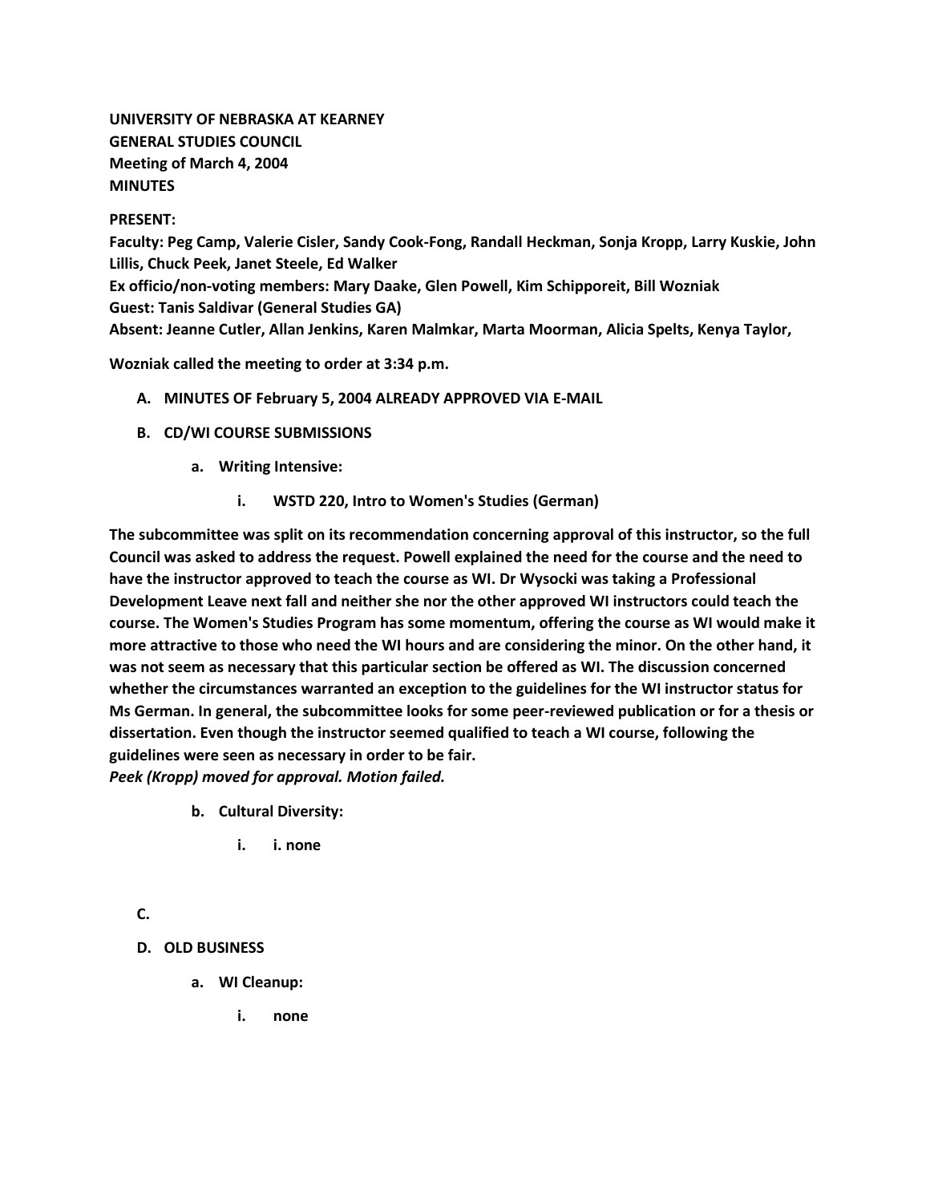**UNIVERSITY OF NEBRASKA AT KEARNEY**
**GENERAL STUDIES COUNCIL**
**Meeting of March 4, 2004**
**MINUTES**

**PRESENT:**
**Faculty: Peg Camp, Valerie Cisler, Sandy Cook-Fong, Randall Heckman, Sonja Kropp, Larry Kuskie, John Lillis, Chuck Peek, Janet Steele, Ed Walker**
**Ex officio/non-voting members: Mary Daake, Glen Powell, Kim Schipporeit, Bill Wozniak**
**Guest: Tanis Saldivar (General Studies GA)**
**Absent: Jeanne Cutler, Allan Jenkins, Karen Malmkar, Marta Moorman, Alicia Spelts, Kenya Taylor,**

**Wozniak called the meeting to order at 3:34 p.m.**

A. **MINUTES OF February 5, 2004 ALREADY APPROVED VIA E-MAIL**

B. **CD/WI COURSE SUBMISSIONS**

   a. **Writing Intensive:**

      i. **WSTD 220, Intro to Women's Studies (German)**

**The subcommittee was split on its recommendation concerning approval of this instructor, so the full Council was asked to address the request. Powell explained the need for the course and the need to have the instructor approved to teach the course as WI. Dr Wysocki was taking a Professional Development Leave next fall and neither she nor the other approved WI instructors could teach the course. The Women's Studies Program has some momentum, offering the course as WI would make it more attractive to those who need the WI hours and are considering the minor. On the other hand, it was not seem as necessary that this particular section be offered as WI. The discussion concerned whether the circumstances warranted an exception to the guidelines for the WI instructor status for Ms German. In general, the subcommittee looks for some peer-reviewed publication or for a thesis or dissertation. Even though the instructor seemed qualified to teach a WI course, following the guidelines were seen as necessary in order to be fair.**
***Peek (Kropp) moved for approval. Motion failed.***

   b. **Cultural Diversity:**

      i. **i. none**

C.

D. **OLD BUSINESS**

   a. **WI Cleanup:**

      i. **none**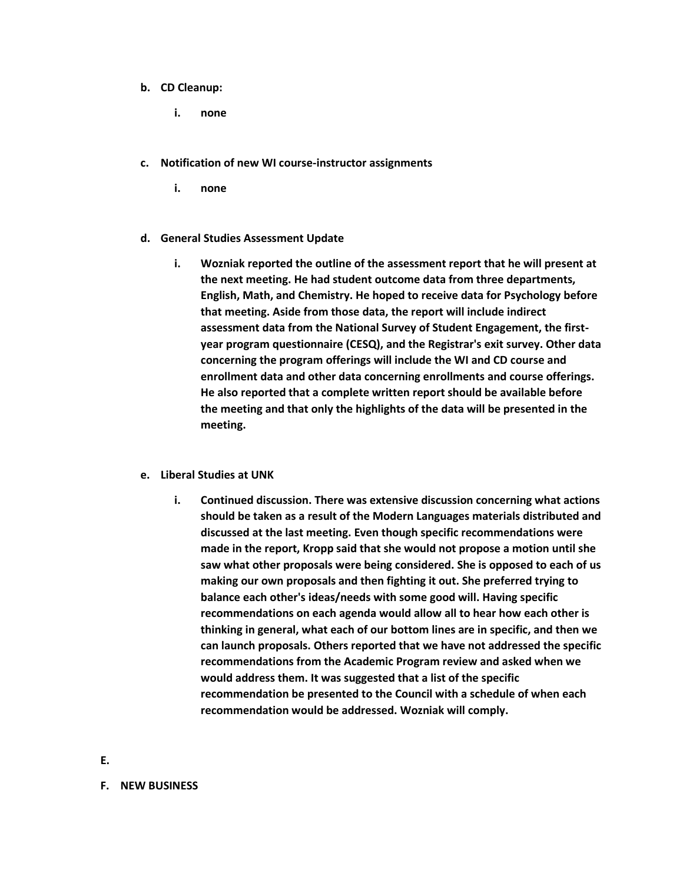b. **CD Cleanup:**

    i. **none**

c. **Notification of new WI course-instructor assignments**

    i. **none**

d. **General Studies Assessment Update**

    i. **Wozniak reported the outline of the assessment report that he will present at the next meeting. He had student outcome data from three departments, English, Math, and Chemistry. He hoped to receive data for Psychology before that meeting. Aside from those data, the report will include indirect assessment data from the National Survey of Student Engagement, the first-year program questionnaire (CESQ), and the Registrar's exit survey. Other data concerning the program offerings will include the WI and CD course and enrollment data and other data concerning enrollments and course offerings. He also reported that a complete written report should be available before the meeting and that only the highlights of the data will be presented in the meeting.**

e. **Liberal Studies at UNK**

    i. **Continued discussion. There was extensive discussion concerning what actions should be taken as a result of the Modern Languages materials distributed and discussed at the last meeting. Even though specific recommendations were made in the report, Kropp said that she would not propose a motion until she saw what other proposals were being considered. She is opposed to each of us making our own proposals and then fighting it out. She preferred trying to balance each other's ideas/needs with some good will. Having specific recommendations on each agenda would allow all to hear how each other is thinking in general, what each of our bottom lines are in specific, and then we can launch proposals. Others reported that we have not addressed the specific recommendations from the Academic Program review and asked when we would address them. It was suggested that a list of the specific recommendation be presented to the Council with a schedule of when each recommendation would be addressed. Wozniak will comply.**

**E.**

**F. NEW BUSINESS**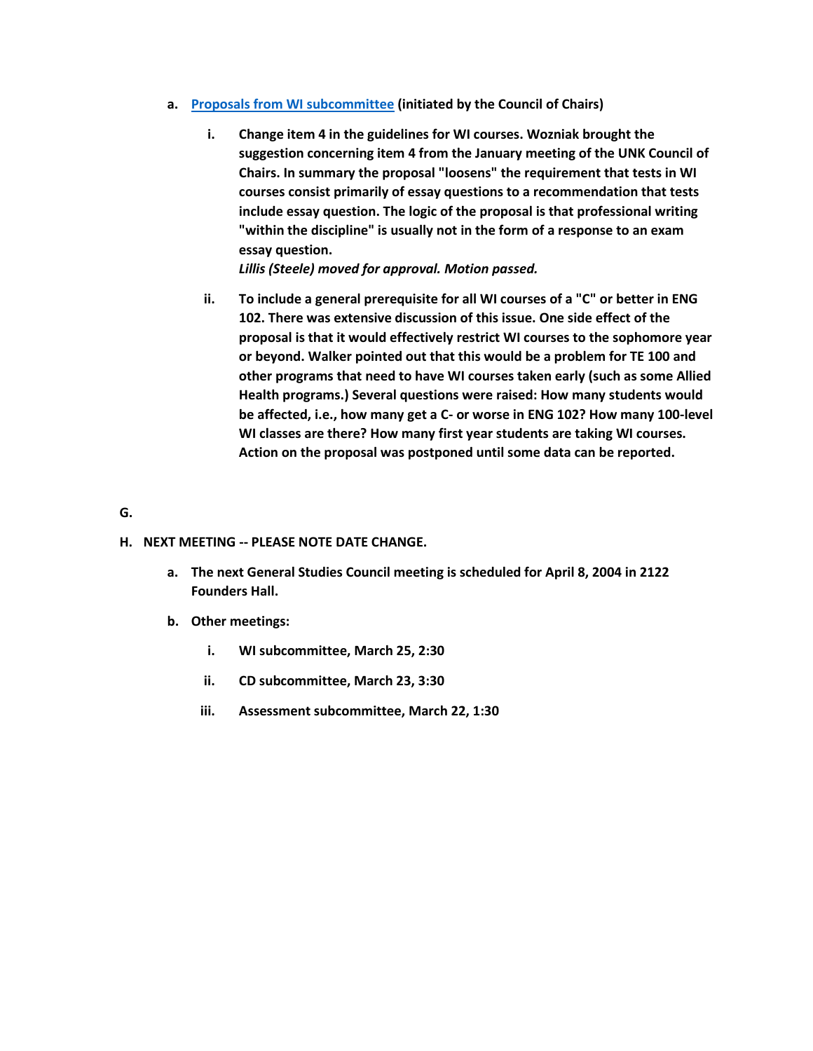a. **[Proposals from WI subcommittee](Proposals from WI subcommittee) (initiated by the Council of Chairs)**

   i. **Change item 4 in the guidelines for WI courses. Wozniak brought the suggestion concerning item 4 from the January meeting of the UNK Council of Chairs. In summary the proposal "loosens" the requirement that tests in WI courses consist primarily of essay questions to a recommendation that tests include essay question. The logic of the proposal is that professional writing "within the discipline" is usually not in the form of a response to an exam essay question.**
   ***Lillis (Steele) moved for approval. Motion passed.***

   ii. **To include a general prerequisite for all WI courses of a "C" or better in ENG 102. There was extensive discussion of this issue. One side effect of the proposal is that it would effectively restrict WI courses to the sophomore year or beyond. Walker pointed out that this would be a problem for TE 100 and other programs that need to have WI courses taken early (such as some Allied Health programs.) Several questions were raised: How many students would be affected, i.e., how many get a C- or worse in ENG 102? How many 100-level WI classes are there? How many first year students are taking WI courses. Action on the proposal was postponed until some data can be reported.**

**G.**

**H. NEXT MEETING -- PLEASE NOTE DATE CHANGE.**

a. **The next General Studies Council meeting is scheduled for April 8, 2004 in 2122 Founders Hall.**

b. **Other meetings:**

   i. **WI subcommittee, March 25, 2:30**

   ii. **CD subcommittee, March 23, 3:30**

   iii. **Assessment subcommittee, March 22, 1:30**